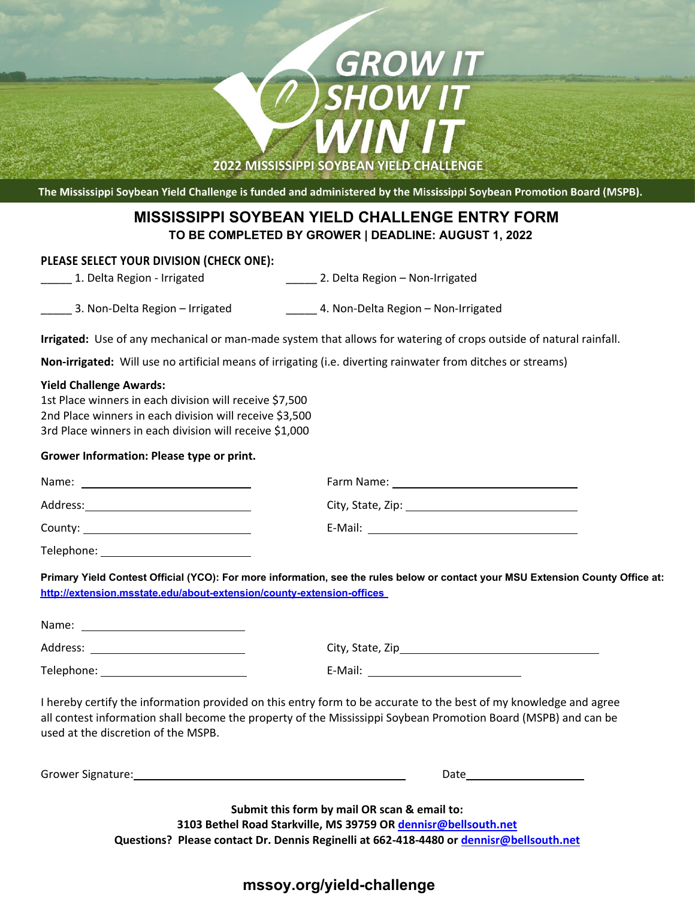GROW IT
SHOW IT
WIN IT

2022 MISSISSIPPI SOYBEAN YIELD CHALLENGE

The Mississippi Soybean Yield Challenge is funded and administered by the Mississippi Soybean Promotion Board (MSPB).

# MISSISSIPPI SOYBEAN YIELD CHALLENGE ENTRY FORM

**TO BE COMPLETED BY GROWER | DEADLINE: AUGUST 1, 2022**

**PLEASE SELECT YOUR DIVISION (CHECK ONE):**

_____ 1. Delta Region - Irrigated

_____ 2. Delta Region – Non-Irrigated

_____ 3. Non-Delta Region – Irrigated

_____ 4. Non-Delta Region – Non-Irrigated

**Irrigated:** Use of any mechanical or man-made system that allows for watering of crops outside of natural rainfall.

**Non-irrigated:** Will use no artificial means of irrigating (i.e. diverting rainwater from ditches or streams)

**Yield Challenge Awards:**
1st Place winners in each division will receive $7,500
2nd Place winners in each division will receive $3,500
3rd Place winners in each division will receive $1,000

**Grower Information: Please type or print.**

Name: ____________________

Farm Name: ____________________

Address: ____________________

City, State, Zip: ____________________

County: ____________________

E-Mail: ____________________

Telephone: ____________________

**Primary Yield Contest Official (YCO): For more information, see the rules below or contact your MSU Extension County Office at: http://extension.msstate.edu/about-extension/county-extension-offices**

Name: ____________________

Address: ____________________

City, State, Zip ____________________

Telephone: ____________________

E-Mail: ____________________

I hereby certify the information provided on this entry form to be accurate to the best of my knowledge and agree all contest information shall become the property of the Mississippi Soybean Promotion Board (MSPB) and can be used at the discretion of the MSPB.

Grower Signature: ______________________________

Date ____________________

**Submit this form by mail OR scan & email to:**
**3103 Bethel Road Starkville, MS 39759 OR dennisr@bellsouth.net**
**Questions? Please contact Dr. Dennis Reginelli at 662-418-4480 or dennisr@bellsouth.net**

**mssoy.org/yield-challenge**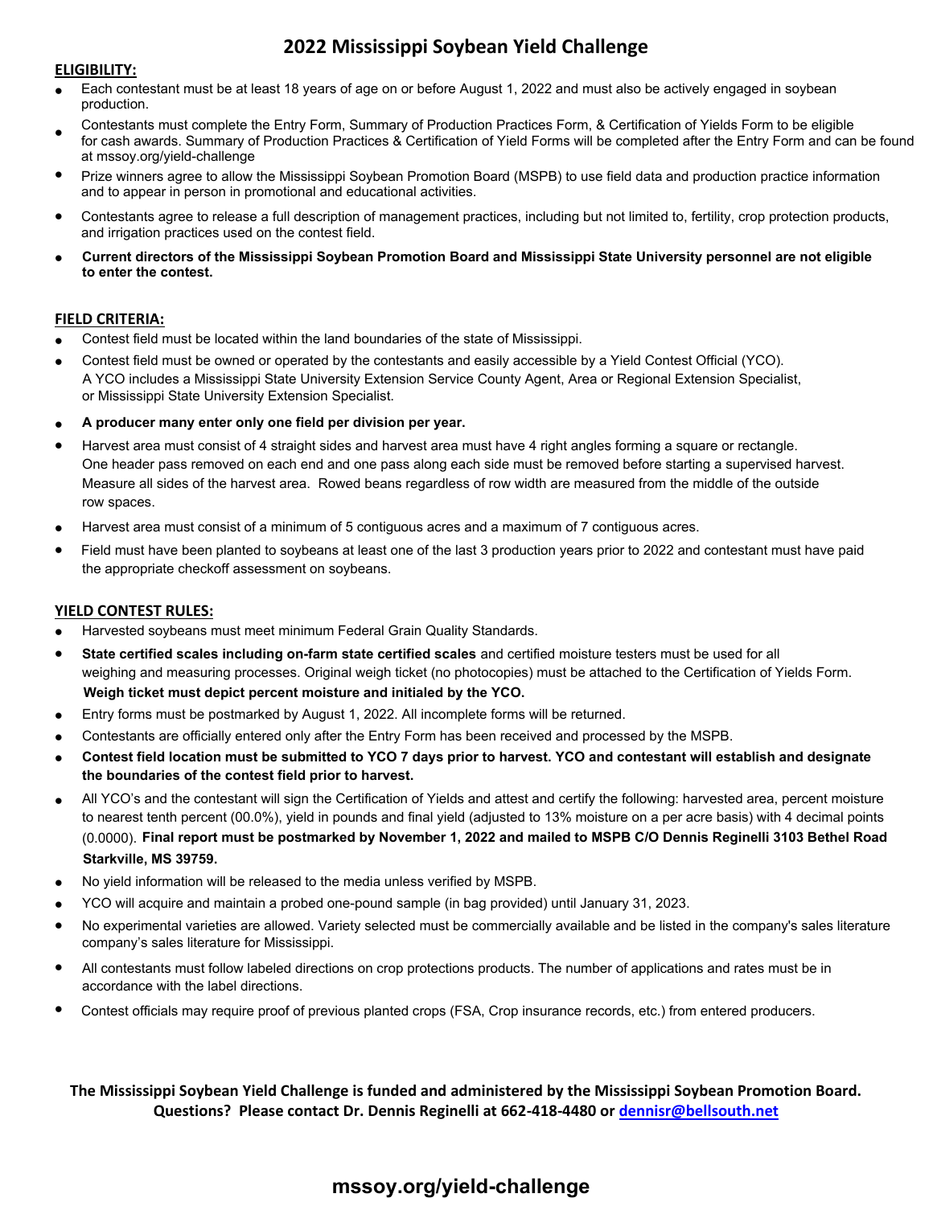# 2022 Mississippi Soybean Yield Challenge

## ELIGIBILITY:

- Each contestant must be at least 18 years of age on or before August 1, 2022 and must also be actively engaged in soybean production.
- Contestants must complete the Entry Form, Summary of Production Practices Form, & Certification of Yields Form to be eligible for cash awards. Summary of Production Practices & Certification of Yield Forms will be completed after the Entry Form and can be found at mssoy.org/yield-challenge
- Prize winners agree to allow the Mississippi Soybean Promotion Board (MSPB) to use field data and production practice information and to appear in person in promotional and educational activities.
- Contestants agree to release a full description of management practices, including but not limited to, fertility, crop protection products, and irrigation practices used on the contest field.
- **Current directors of the Mississippi Soybean Promotion Board and Mississippi State University personnel are not eligible to enter the contest.**

## FIELD CRITERIA:

- Contest field must be located within the land boundaries of the state of Mississippi.
- Contest field must be owned or operated by the contestants and easily accessible by a Yield Contest Official (YCO). A YCO includes a Mississippi State University Extension Service County Agent, Area or Regional Extension Specialist, or Mississippi State University Extension Specialist.
- **A producer many enter only one field per division per year.**
- Harvest area must consist of 4 straight sides and harvest area must have 4 right angles forming a square or rectangle. One header pass removed on each end and one pass along each side must be removed before starting a supervised harvest. Measure all sides of the harvest area. Rowed beans regardless of row width are measured from the middle of the outside row spaces.
- Harvest area must consist of a minimum of 5 contiguous acres and a maximum of 7 contiguous acres.
- Field must have been planted to soybeans at least one of the last 3 production years prior to 2022 and contestant must have paid the appropriate checkoff assessment on soybeans.

## YIELD CONTEST RULES:

- Harvested soybeans must meet minimum Federal Grain Quality Standards.
- **State certified scales including on-farm state certified scales** and certified moisture testers must be used for all weighing and measuring processes. Original weigh ticket (no photocopies) must be attached to the Certification of Yields Form. **Weigh ticket must depict percent moisture and initialed by the YCO.**
- Entry forms must be postmarked by August 1, 2022. All incomplete forms will be returned.
- Contestants are officially entered only after the Entry Form has been received and processed by the MSPB.
- **Contest field location must be submitted to YCO 7 days prior to harvest. YCO and contestant will establish and designate the boundaries of the contest field prior to harvest.**
- All YCO's and the contestant will sign the Certification of Yields and attest and certify the following: harvested area, percent moisture to nearest tenth percent (00.0%), yield in pounds and final yield (adjusted to 13% moisture on a per acre basis) with 4 decimal points (0.0000). **Final report must be postmarked by November 1, 2022 and mailed to MSPB C/O Dennis Reginelli 3103 Bethel Road Starkville, MS 39759.**
- No yield information will be released to the media unless verified by MSPB.
- YCO will acquire and maintain a probed one-pound sample (in bag provided) until January 31, 2023.
- No experimental varieties are allowed. Variety selected must be commercially available and be listed in the company's sales literature company's sales literature for Mississippi.
- All contestants must follow labeled directions on crop protections products. The number of applications and rates must be in accordance with the label directions.
- Contest officials may require proof of previous planted crops (FSA, Crop insurance records, etc.) from entered producers.

**The Mississippi Soybean Yield Challenge is funded and administered by the Mississippi Soybean Promotion Board. Questions? Please contact Dr. Dennis Reginelli at 662-418-4480 or dennisr@bellsouth.net**

**mssoy.org/yield-challenge**